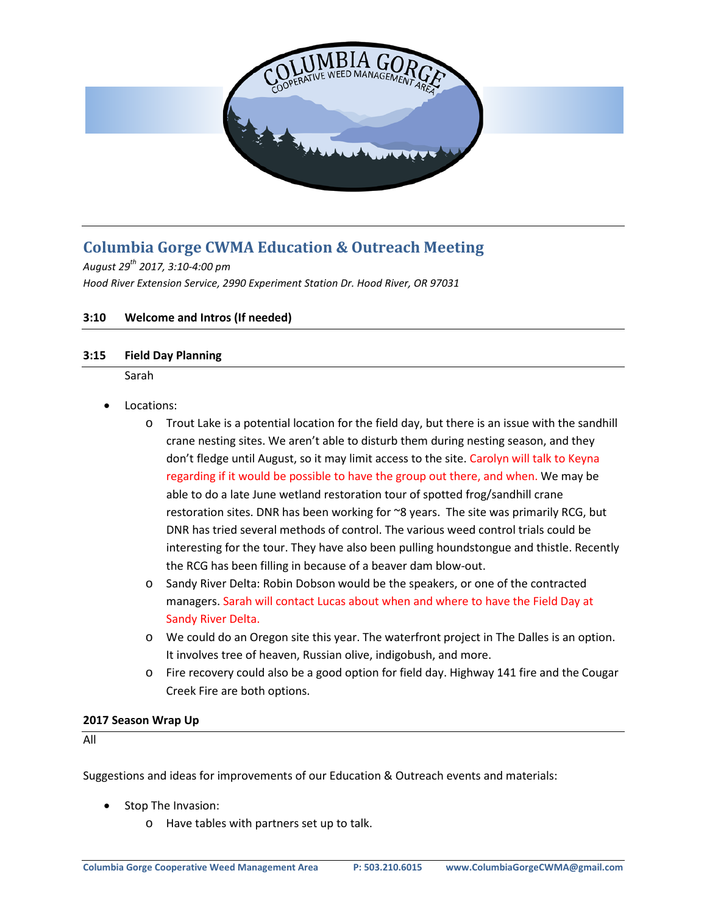## Columbia Gorge CWMA Education & Outreach Meeting

*August 29th 2017, 3:10-4:00 pm*
*Hood River Extension Service, 2990 Experiment Station Dr. Hood River, OR 97031*

### 3:10 Welcome and Intros (If needed)

### 3:15 Field Day Planning

Sarah

- Locations:
  - Trout Lake is a potential location for the field day, but there is an issue with the sandhill crane nesting sites. We aren't able to disturb them during nesting season, and they don't fledge until August, so it may limit access to the site. Carolyn will talk to Keyna regarding if it would be possible to have the group out there, and when. We may be able to do a late June wetland restoration tour of spotted frog/sandhill crane restoration sites. DNR has been working for ~8 years. The site was primarily RCG, but DNR has tried several methods of control. The various weed control trials could be interesting for the tour. They have also been pulling houndstongue and thistle. Recently the RCG has been filling in because of a beaver dam blow-out.
  - Sandy River Delta: Robin Dobson would be the speakers, or one of the contracted managers. Sarah will contact Lucas about when and where to have the Field Day at Sandy River Delta.
  - We could do an Oregon site this year. The waterfront project in The Dalles is an option. It involves tree of heaven, Russian olive, indigobush, and more.
  - Fire recovery could also be a good option for field day. Highway 141 fire and the Cougar Creek Fire are both options.

### 2017 Season Wrap Up

All

Suggestions and ideas for improvements of our Education & Outreach events and materials:

- Stop The Invasion:
  - Have tables with partners set up to talk.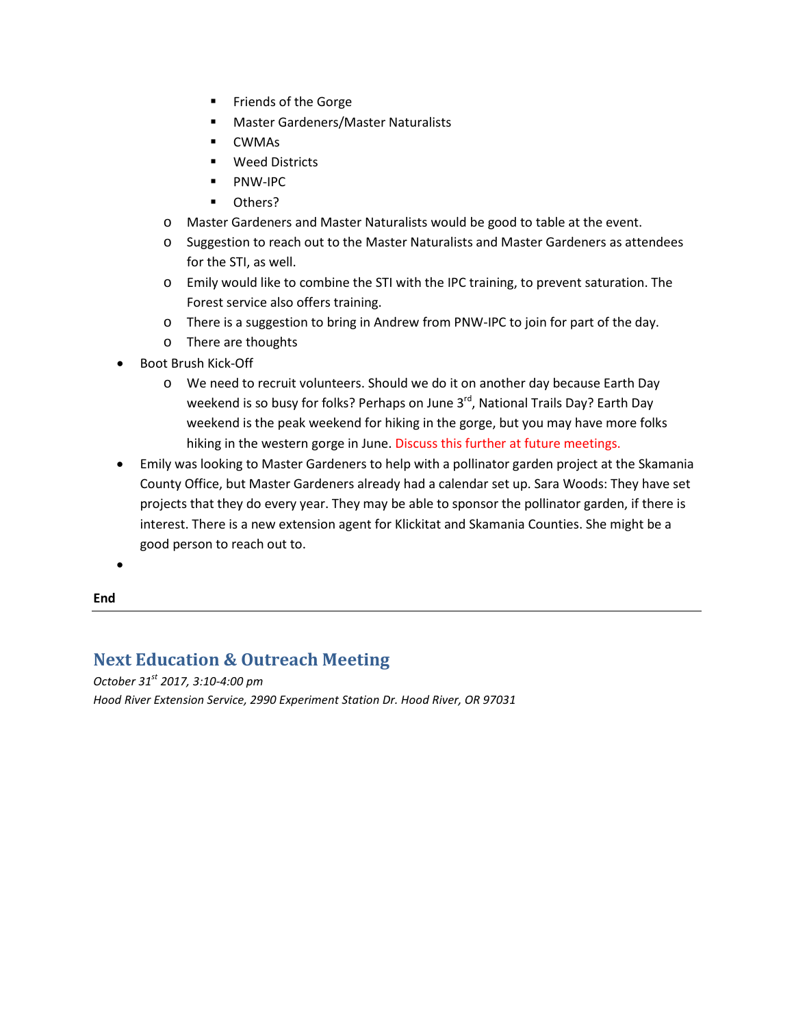- Friends of the Gorge
        - Master Gardeners/Master Naturalists
        - CWMAs
        - Weed Districts
        - PNW-IPC
        - Others?
    - Master Gardeners and Master Naturalists would be good to table at the event.
    - Suggestion to reach out to the Master Naturalists and Master Gardeners as attendees for the STI, as well.
    - Emily would like to combine the STI with the IPC training, to prevent saturation. The Forest service also offers training.
    - There is a suggestion to bring in Andrew from PNW-IPC to join for part of the day.
    - There are thoughts
- Boot Brush Kick-Off
    - We need to recruit volunteers. Should we do it on another day because Earth Day weekend is so busy for folks? Perhaps on June 3rd, National Trails Day? Earth Day weekend is the peak weekend for hiking in the gorge, but you may have more folks hiking in the western gorge in June. Discuss this further at future meetings.
- Emily was looking to Master Gardeners to help with a pollinator garden project at the Skamania County Office, but Master Gardeners already had a calendar set up. Sara Woods: They have set projects that they do every year. They may be able to sponsor the pollinator garden, if there is interest. There is a new extension agent for Klickitat and Skamania Counties. She might be a good person to reach out to.
- 

**End**

---

## Next Education & Outreach Meeting

*October 31st 2017, 3:10-4:00 pm*

*Hood River Extension Service, 2990 Experiment Station Dr. Hood River, OR 97031*